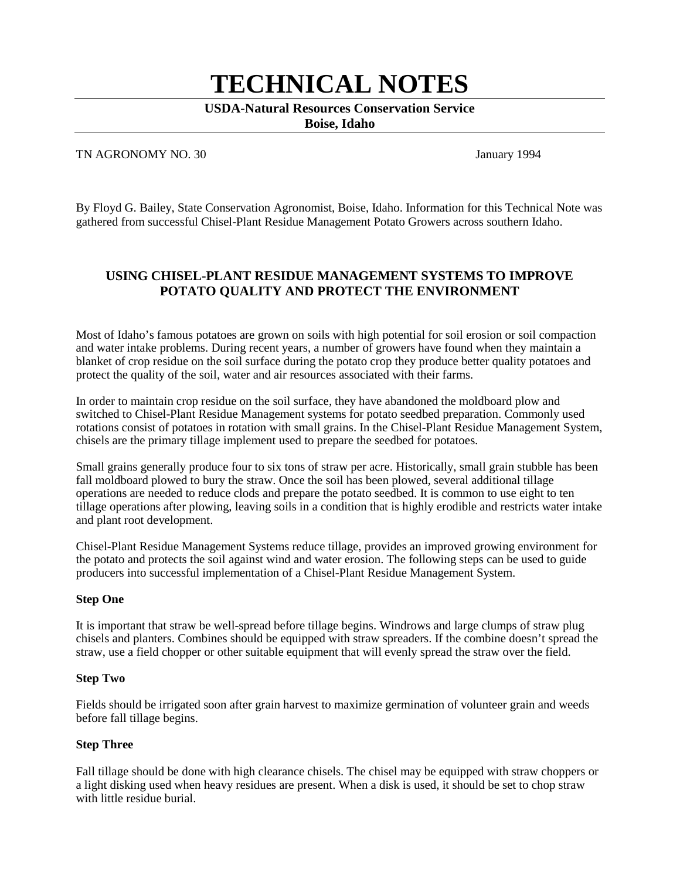# TECHNICAL NOTES

**USDA-Natural Resources Conservation Service**
**Boise, Idaho**

TN AGRONOMY NO. 30 January 1994

By Floyd G. Bailey, State Conservation Agronomist, Boise, Idaho. Information for this Technical Note was gathered from successful Chisel-Plant Residue Management Potato Growers across southern Idaho.

## USING CHISEL-PLANT RESIDUE MANAGEMENT SYSTEMS TO IMPROVE POTATO QUALITY AND PROTECT THE ENVIRONMENT

Most of Idaho's famous potatoes are grown on soils with high potential for soil erosion or soil compaction and water intake problems. During recent years, a number of growers have found when they maintain a blanket of crop residue on the soil surface during the potato crop they produce better quality potatoes and protect the quality of the soil, water and air resources associated with their farms.

In order to maintain crop residue on the soil surface, they have abandoned the moldboard plow and switched to Chisel-Plant Residue Management systems for potato seedbed preparation. Commonly used rotations consist of potatoes in rotation with small grains. In the Chisel-Plant Residue Management System, chisels are the primary tillage implement used to prepare the seedbed for potatoes.

Small grains generally produce four to six tons of straw per acre. Historically, small grain stubble has been fall moldboard plowed to bury the straw. Once the soil has been plowed, several additional tillage operations are needed to reduce clods and prepare the potato seedbed. It is common to use eight to ten tillage operations after plowing, leaving soils in a condition that is highly erodible and restricts water intake and plant root development.

Chisel-Plant Residue Management Systems reduce tillage, provides an improved growing environment for the potato and protects the soil against wind and water erosion. The following steps can be used to guide producers into successful implementation of a Chisel-Plant Residue Management System.

**Step One**

It is important that straw be well-spread before tillage begins. Windrows and large clumps of straw plug chisels and planters. Combines should be equipped with straw spreaders. If the combine doesn't spread the straw, use a field chopper or other suitable equipment that will evenly spread the straw over the field.

**Step Two**

Fields should be irrigated soon after grain harvest to maximize germination of volunteer grain and weeds before fall tillage begins.

**Step Three**

Fall tillage should be done with high clearance chisels. The chisel may be equipped with straw choppers or a light disking used when heavy residues are present. When a disk is used, it should be set to chop straw with little residue burial.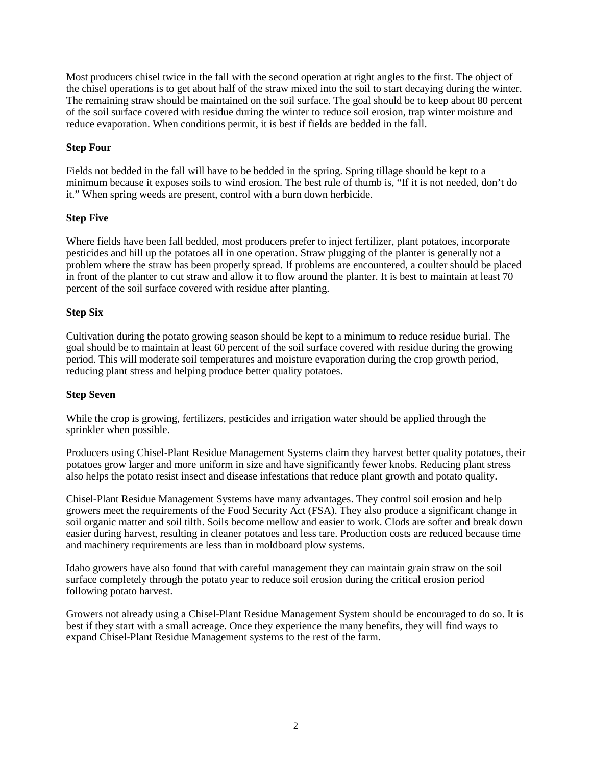Most producers chisel twice in the fall with the second operation at right angles to the first. The object of the chisel operations is to get about half of the straw mixed into the soil to start decaying during the winter. The remaining straw should be maintained on the soil surface. The goal should be to keep about 80 percent of the soil surface covered with residue during the winter to reduce soil erosion, trap winter moisture and reduce evaporation. When conditions permit, it is best if fields are bedded in the fall.

**Step Four**

Fields not bedded in the fall will have to be bedded in the spring. Spring tillage should be kept to a minimum because it exposes soils to wind erosion. The best rule of thumb is, "If it is not needed, don't do it." When spring weeds are present, control with a burn down herbicide.

**Step Five**

Where fields have been fall bedded, most producers prefer to inject fertilizer, plant potatoes, incorporate pesticides and hill up the potatoes all in one operation. Straw plugging of the planter is generally not a problem where the straw has been properly spread. If problems are encountered, a coulter should be placed in front of the planter to cut straw and allow it to flow around the planter. It is best to maintain at least 70 percent of the soil surface covered with residue after planting.

**Step Six**

Cultivation during the potato growing season should be kept to a minimum to reduce residue burial. The goal should be to maintain at least 60 percent of the soil surface covered with residue during the growing period. This will moderate soil temperatures and moisture evaporation during the crop growth period, reducing plant stress and helping produce better quality potatoes.

**Step Seven**

While the crop is growing, fertilizers, pesticides and irrigation water should be applied through the sprinkler when possible.

Producers using Chisel-Plant Residue Management Systems claim they harvest better quality potatoes, their potatoes grow larger and more uniform in size and have significantly fewer knobs. Reducing plant stress also helps the potato resist insect and disease infestations that reduce plant growth and potato quality.

Chisel-Plant Residue Management Systems have many advantages. They control soil erosion and help growers meet the requirements of the Food Security Act (FSA). They also produce a significant change in soil organic matter and soil tilth. Soils become mellow and easier to work. Clods are softer and break down easier during harvest, resulting in cleaner potatoes and less tare. Production costs are reduced because time and machinery requirements are less than in moldboard plow systems.

Idaho growers have also found that with careful management they can maintain grain straw on the soil surface completely through the potato year to reduce soil erosion during the critical erosion period following potato harvest.

Growers not already using a Chisel-Plant Residue Management System should be encouraged to do so. It is best if they start with a small acreage. Once they experience the many benefits, they will find ways to expand Chisel-Plant Residue Management systems to the rest of the farm.